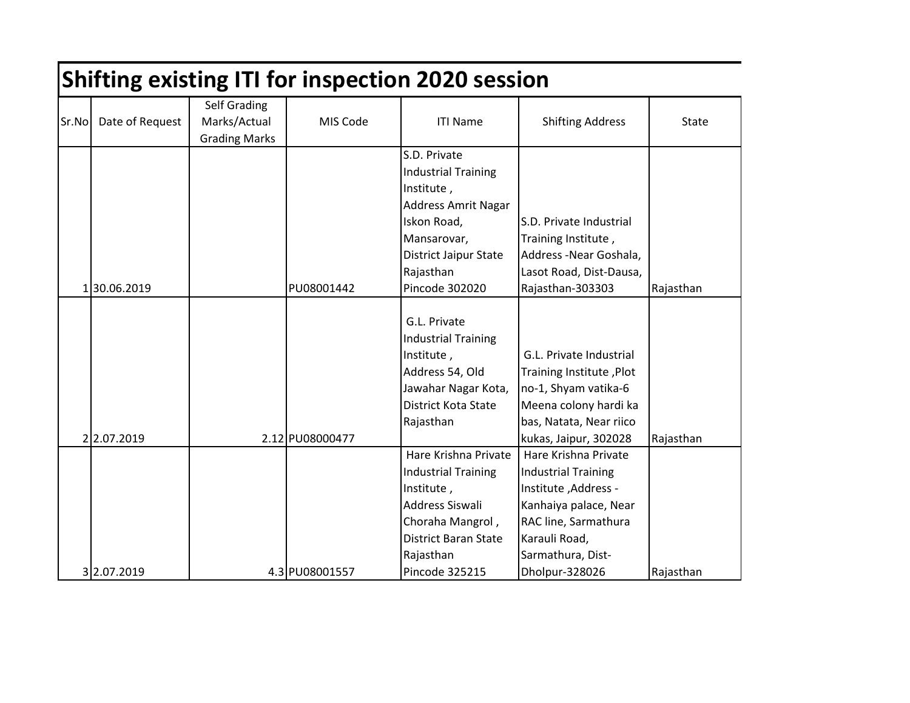# Shifting existing ITI for inspection 2020 session

| Sr.No | Date of Request | Self Grading Marks/Actual Grading Marks | MIS Code | ITI Name | Shifting Address | State |
|---|---|---|---|---|---|---|
| 1 | 30.06.2019 | | PU08001442 | S.D. Private Industrial Training Institute , Address Amrit Nagar Iskon Road, Mansarovar, District Jaipur State Rajasthan Pincode 302020 | S.D. Private Industrial Training Institute , Address -Near Goshala, Lasot Road, Dist-Dausa, Rajasthan-303303 | Rajasthan |
| 2 | 2.07.2019 | 2.12 | PU08000477 | G.L. Private Industrial Training Institute , Address 54, Old Jawahar Nagar Kota, District Kota State Rajasthan | G.L. Private Industrial Training Institute ,Plot no-1, Shyam vatika-6 Meena colony hardi ka bas, Natata, Near riico kukas, Jaipur, 302028 | Rajasthan |
| 3 | 2.07.2019 | 4.3 | PU08001557 | Hare Krishna Private Industrial Training Institute , Address Siswali Choraha Mangrol , District Baran State Rajasthan Pincode 325215 | Hare Krishna Private Industrial Training Institute ,Address - Kanhaiya palace, Near RAC line, Sarmathura Karauli Road, Sarmathura, Dist- Dholpur-328026 | Rajasthan |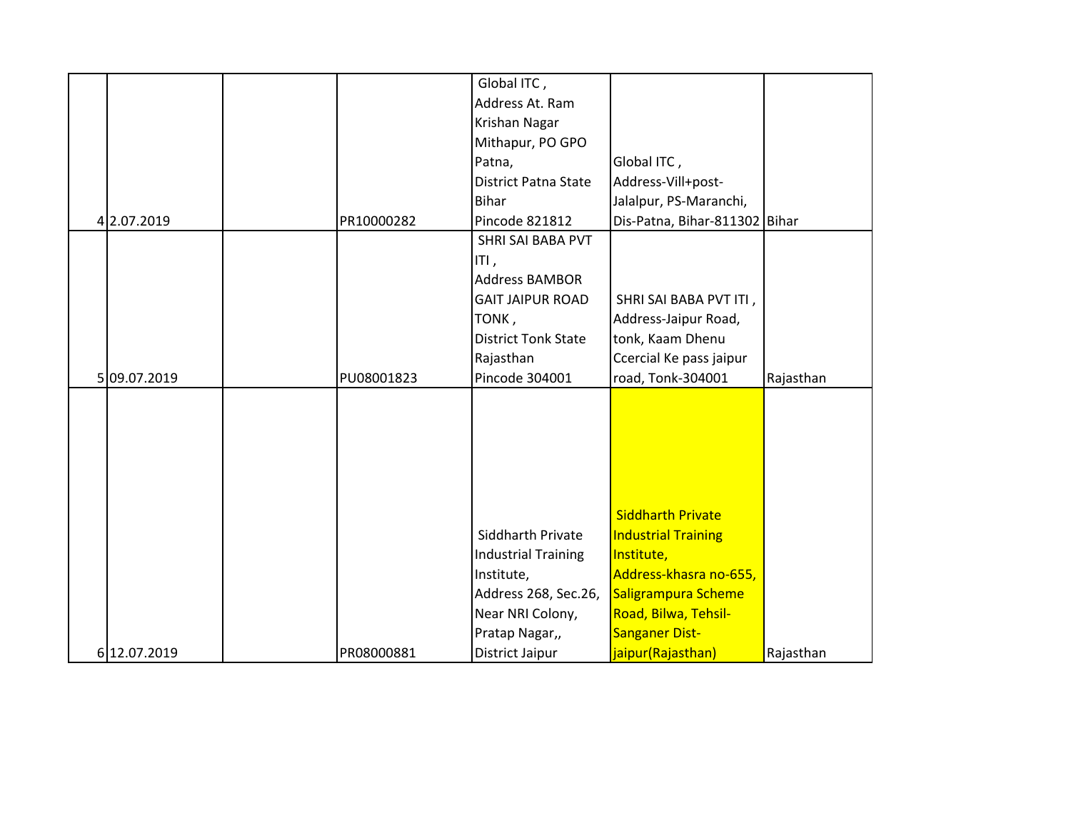|  |  |  |  |  |  |  |
|---|---|---|---|---|---|---|
| 4 | 2.07.2019 |  | PR10000282 | Global ITC , Address At. Ram Krishan Nagar Mithapur, PO GPO Patna, District Patna State Bihar Pincode 821812 | Global ITC , Address-Vill+post-Jalalpur, PS-Maranchi, Dis-Patna, Bihar-811302 | Bihar |
| 5 | 09.07.2019 |  | PU08001823 | SHRI SAI BABA PVT ITI , Address BAMBOR GAIT JAIPUR ROAD TONK , District Tonk State Rajasthan Pincode 304001 | SHRI SAI BABA PVT ITI , Address-Jaipur Road, tonk, Kaam Dhenu Ccercial Ke pass jaipur road, Tonk-304001 | Rajasthan |
| 6 | 12.07.2019 |  | PR08000881 | Siddharth Private Industrial Training Institute, Address 268, Sec.26, Near NRI Colony, Pratap Nagar,, District Jaipur | Siddharth Private Industrial Training Institute, Address-khasra no-655, Saligrampura Scheme Road, Bilwa, Tehsil-Sanganer Dist-jaipur(Rajasthan) | Rajasthan |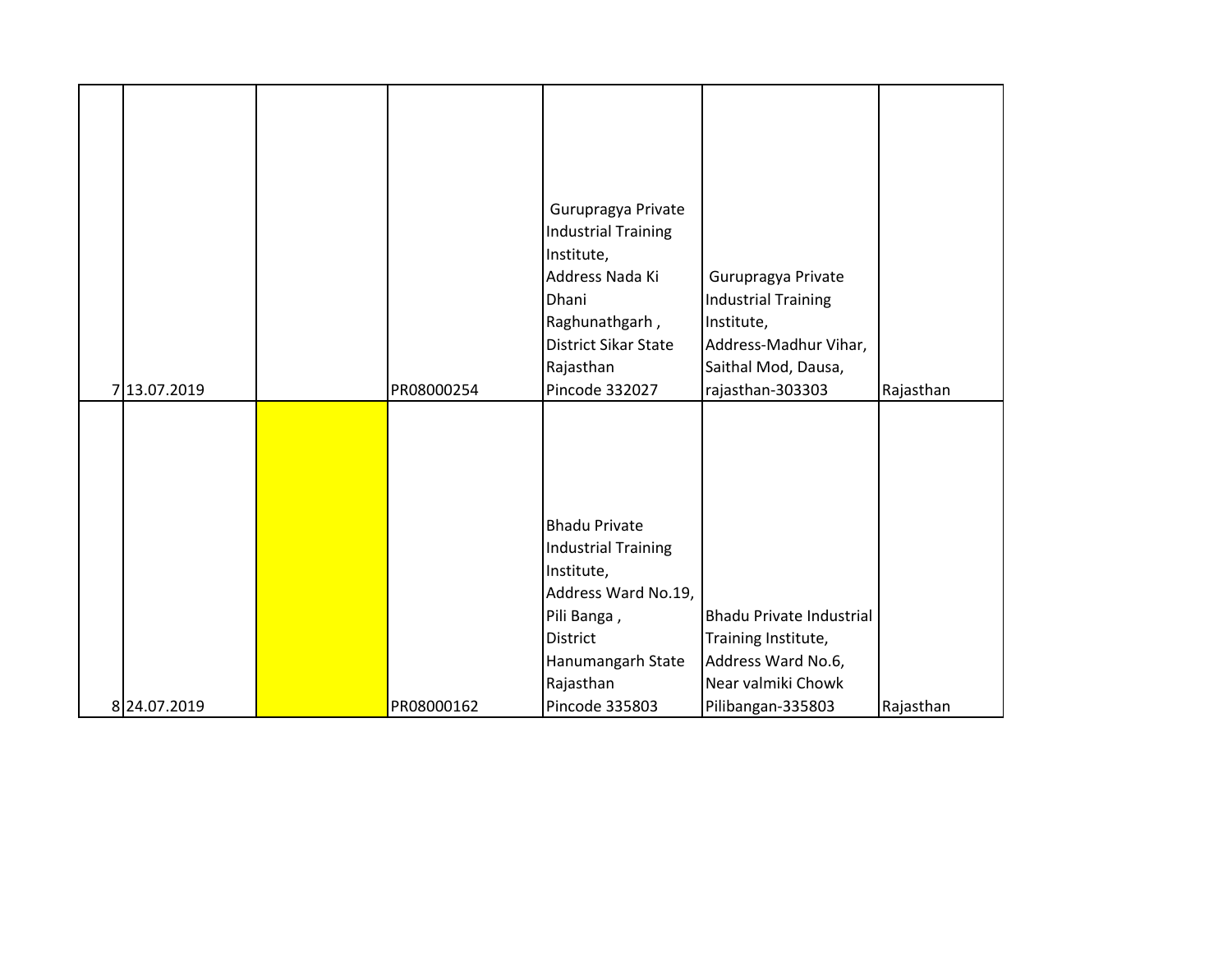| | | | | | | |
|---|---|---|---|---|---|---|
| 7 | 13.07.2019 | | PR08000254 | Gurupragya Private Industrial Training Institute, Address Nada Ki Dhani Raghunathgarh , District Sikar State Rajasthan Pincode 332027 | Gurupragya Private Industrial Training Institute, Address-Madhur Vihar, Saithal Mod, Dausa, rajasthan-303303 | Rajasthan |
| 8 | 24.07.2019 | | PR08000162 | Bhadu Private Industrial Training Institute, Address Ward No.19, Pili Banga , District Hanumangarh State Rajasthan Pincode 335803 | Bhadu Private Industrial Training Institute, Address Ward No.6, Near valmiki Chowk Pilibangan-335803 | Rajasthan |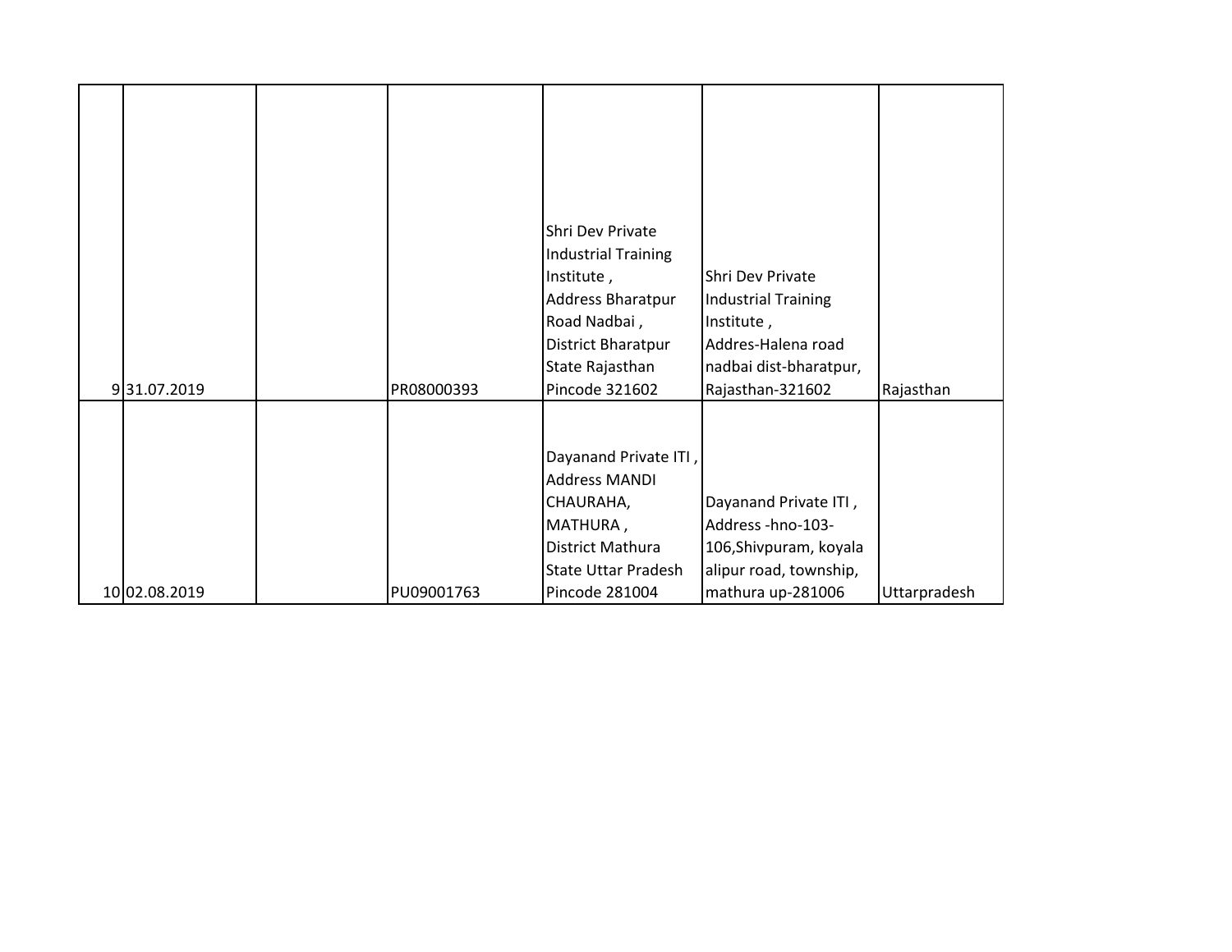|  |  |  |  |  |  |  |
|---|---|---|---|---|---|---|
| 9 | 31.07.2019 |  | PR08000393 | Shri Dev Private Industrial Training Institute , Address Bharatpur Road Nadbai , District Bharatpur State Rajasthan Pincode 321602 | Shri Dev Private Industrial Training Institute , Addres-Halena road nadbai dist-bharatpur, Rajasthan-321602 | Rajasthan |
| 10 | 02.08.2019 |  | PU09001763 | Dayanand Private ITI , Address MANDI CHAURAHA, MATHURA , District Mathura State Uttar Pradesh Pincode 281004 | Dayanand Private ITI , Address -hno-103-106,Shivpuram, koyala alipur road, township, mathura up-281006 | Uttarpradesh |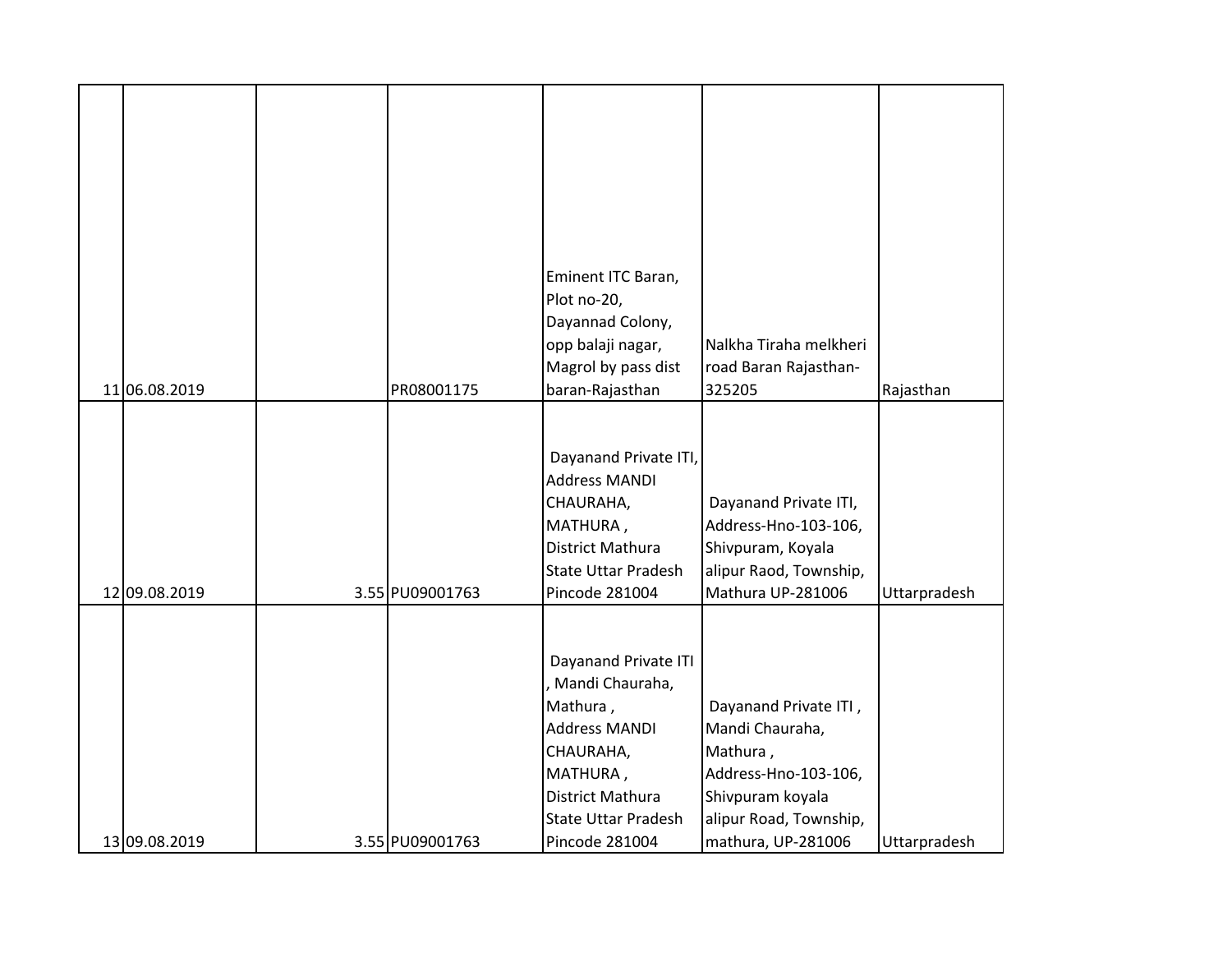|  |  |  |  |  |  |  |
|---|---|---|---|---|---|---|
| 11 | 06.08.2019 |  | PR08001175 | Eminent ITC Baran, Plot no-20, Dayannad Colony, opp balaji nagar, Magrol by pass dist baran-Rajasthan | Nalkha Tiraha melkheri road Baran Rajasthan-325205 | Rajasthan |
| 12 | 09.08.2019 | 3.55 | PU09001763 | Dayanand Private ITI, Address MANDI CHAURAHA, MATHURA , District Mathura State Uttar Pradesh Pincode 281004 | Dayanand Private ITI, Address-Hno-103-106, Shivpuram, Koyala alipur Raod, Township, Mathura UP-281006 | Uttarpradesh |
| 13 | 09.08.2019 | 3.55 | PU09001763 | Dayanand Private ITI , Mandi Chauraha, Mathura , Address MANDI CHAURAHA, MATHURA , District Mathura State Uttar Pradesh Pincode 281004 | Dayanand Private ITI , Mandi Chauraha, Mathura , Address-Hno-103-106, Shivpuram koyala alipur Road, Township, mathura, UP-281006 | Uttarpradesh |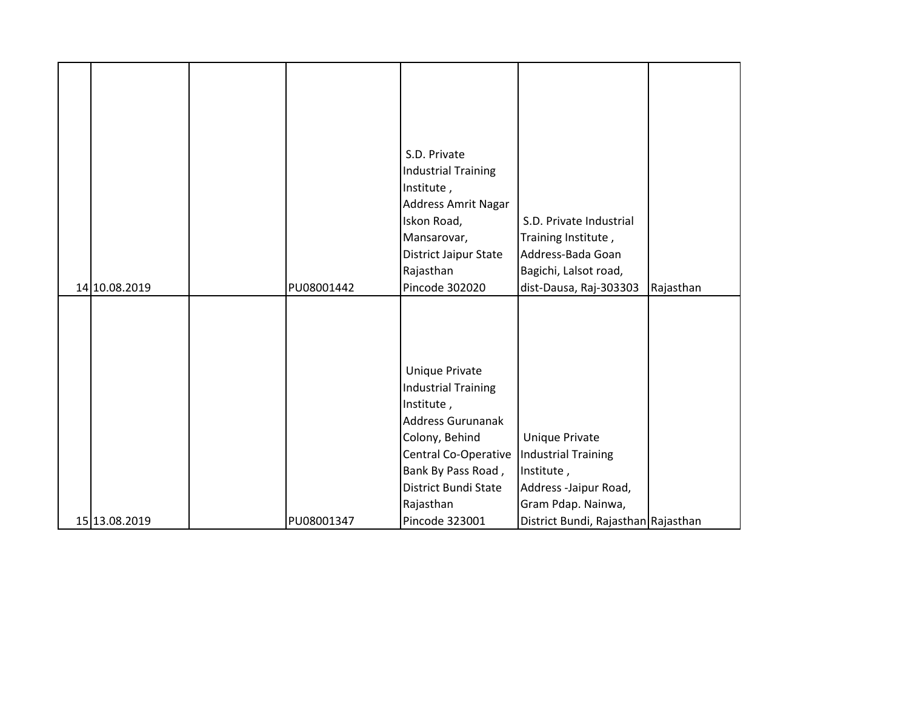| | | | | | | |
|---|---|---|---|---|---|---|
| 14 | 10.08.2019 | | PU08001442 | S.D. Private Industrial Training Institute , Address Amrit Nagar Iskon Road, Mansarovar, District Jaipur State Rajasthan Pincode 302020 | S.D. Private Industrial Training Institute , Address-Bada Goan Bagichi, Lalsot road, dist-Dausa, Raj-303303 | Rajasthan |
| 15 | 13.08.2019 | | PU08001347 | Unique Private Industrial Training Institute , Address Gurunanak Colony, Behind Central Co-Operative Bank By Pass Road , District Bundi State Rajasthan Pincode 323001 | Unique Private Industrial Training Institute , Address -Jaipur Road, Gram Pdap. Nainwa, District Bundi, Rajasthan | Rajasthan |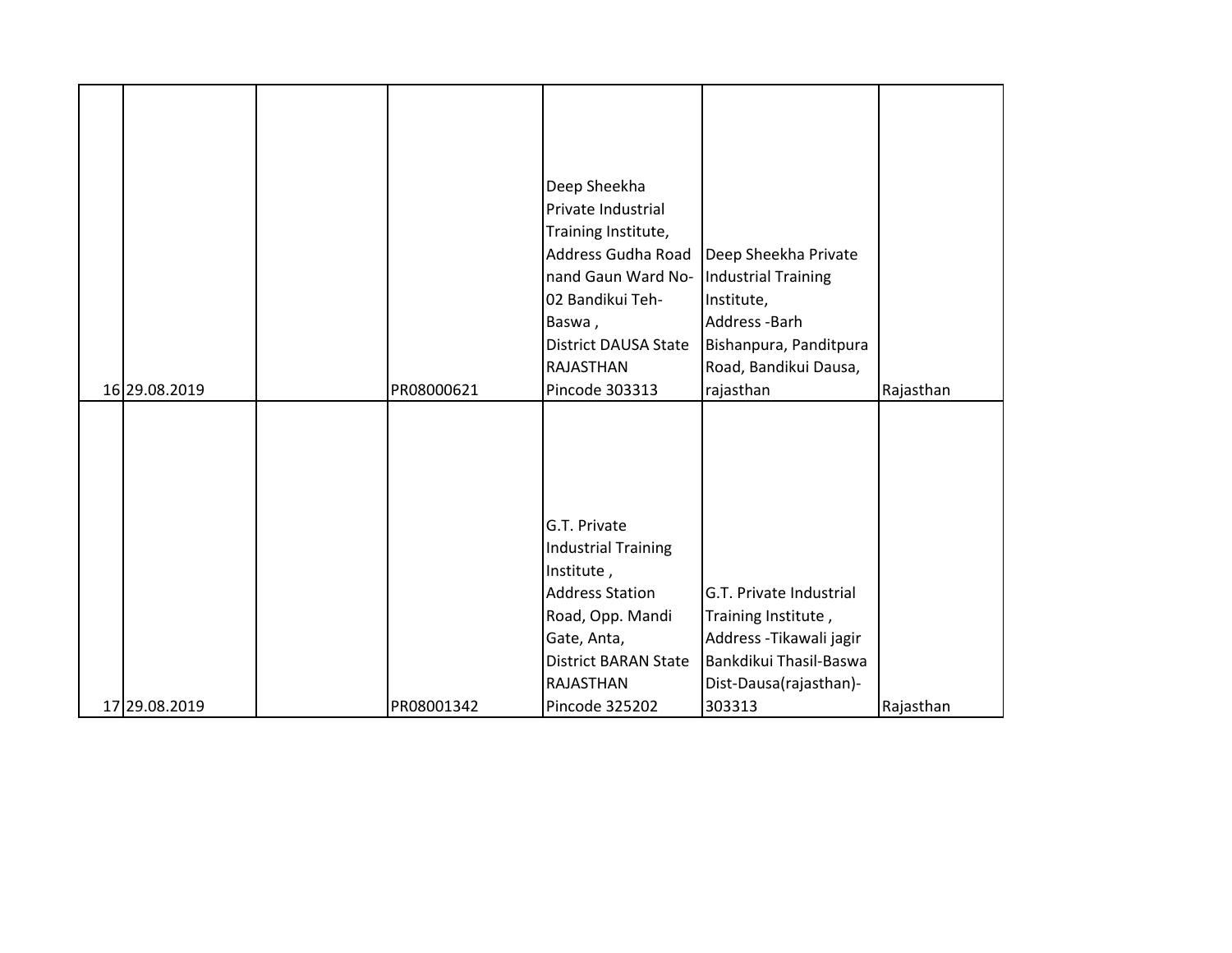| | | | | | | |
|---|---|---|---|---|---|---|
| 16 | 29.08.2019 | | PR08000621 | Deep Sheekha Private Industrial Training Institute, Address Gudha Road nand Gaun Ward No-02 Bandikui Teh-Baswa , District DAUSA State RAJASTHAN Pincode 303313 | Deep Sheekha Private Industrial Training Institute, Address -Barh Bishanpura, Panditpura Road, Bandikui Dausa, rajasthan | Rajasthan |
| 17 | 29.08.2019 | | PR08001342 | G.T. Private Industrial Training Institute , Address Station Road, Opp. Mandi Gate, Anta, District BARAN State RAJASTHAN Pincode 325202 | G.T. Private Industrial Training Institute , Address -Tikawali jagir Bankdikui Thasil-Baswa Dist-Dausa(rajasthan)-303313 | Rajasthan |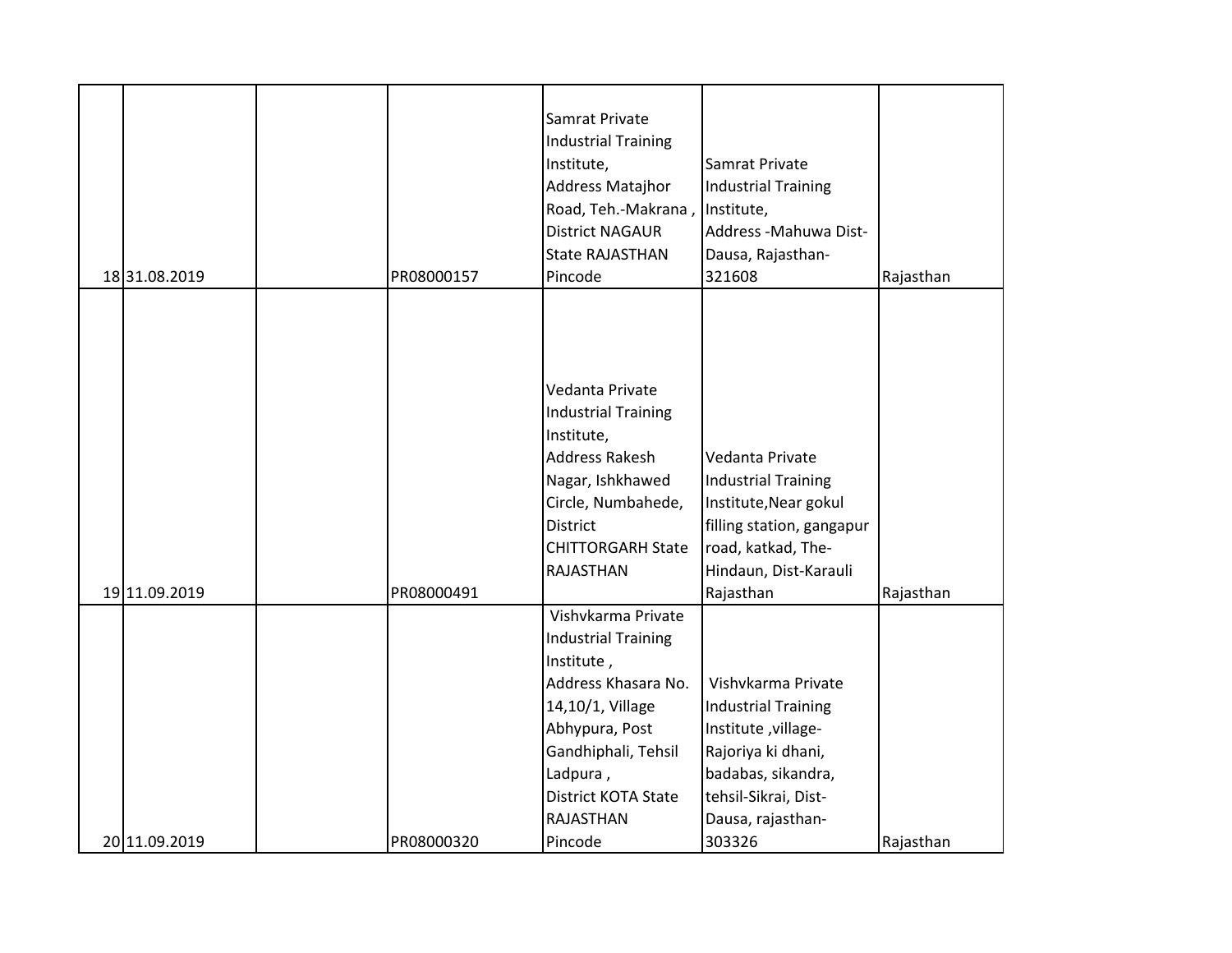| | | | | | | |
|---|---|---|---|---|---|---|
| 18 | 31.08.2019 | | PR08000157 | Samrat Private Industrial Training Institute, Address Matajhor Road, Teh.-Makrana , District NAGAUR State RAJASTHAN Pincode | Samrat Private Industrial Training Institute, Address -Mahuwa Dist-Dausa, Rajasthan-321608 | Rajasthan |
| 19 | 11.09.2019 | | PR08000491 | Vedanta Private Industrial Training Institute, Address Rakesh Nagar, Ishkhawed Circle, Numbahede, District CHITTORGARH State RAJASTHAN | Vedanta Private Industrial Training Institute,Near gokul filling station, gangapur road, katkad, The-Hindaun, Dist-Karauli Rajasthan | Rajasthan |
| 20 | 11.09.2019 | | PR08000320 | Vishvkarma Private Industrial Training Institute , Address Khasara No. 14,10/1, Village Abhypura, Post Gandhiphali, Tehsil Ladpura , District KOTA State RAJASTHAN Pincode | Vishvkarma Private Industrial Training Institute ,village-Rajoriya ki dhani, badabas, sikandra, tehsil-Sikrai, Dist-Dausa, rajasthan-303326 | Rajasthan |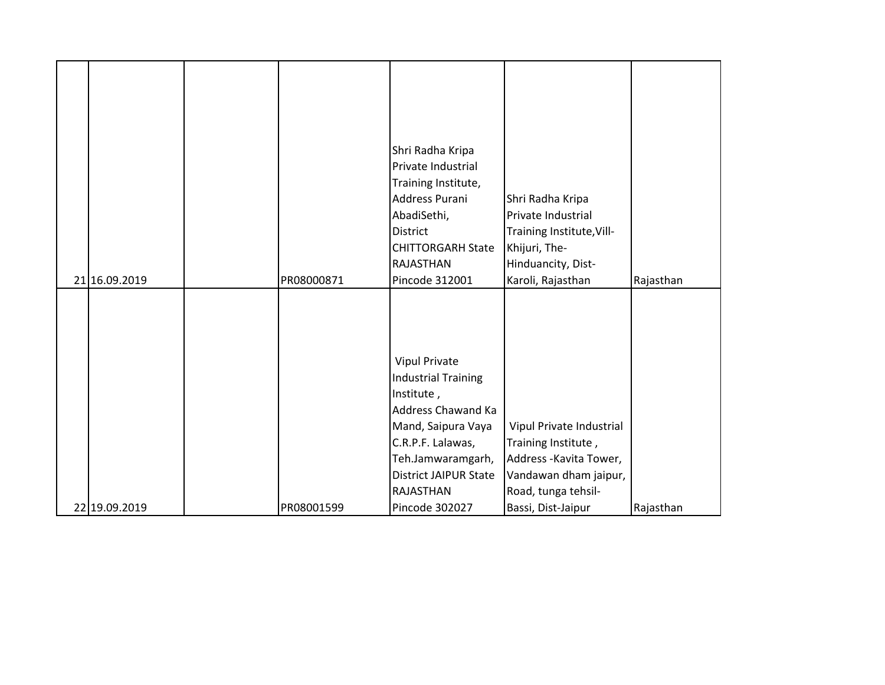|  |  |  |  |  |  |  |
|---|---|---|---|---|---|---|
| 21 | 16.09.2019 |  | PR08000871 | Shri Radha Kripa Private Industrial Training Institute, Address Purani AbadiSethi, District CHITTORGARH State RAJASTHAN Pincode 312001 | Shri Radha Kripa Private Industrial Training Institute,Vill-Khijuri, The-Hinduancity, Dist-Karoli, Rajasthan | Rajasthan |
| 22 | 19.09.2019 |  | PR08001599 | Vipul Private Industrial Training Institute , Address Chawand Ka Mand, Saipura Vaya C.R.P.F. Lalawas, Teh.Jamwaramgarh, District JAIPUR State RAJASTHAN Pincode 302027 | Vipul Private Industrial Training Institute , Address -Kavita Tower, Vandawan dham jaipur, Road, tunga tehsil-Bassi, Dist-Jaipur | Rajasthan |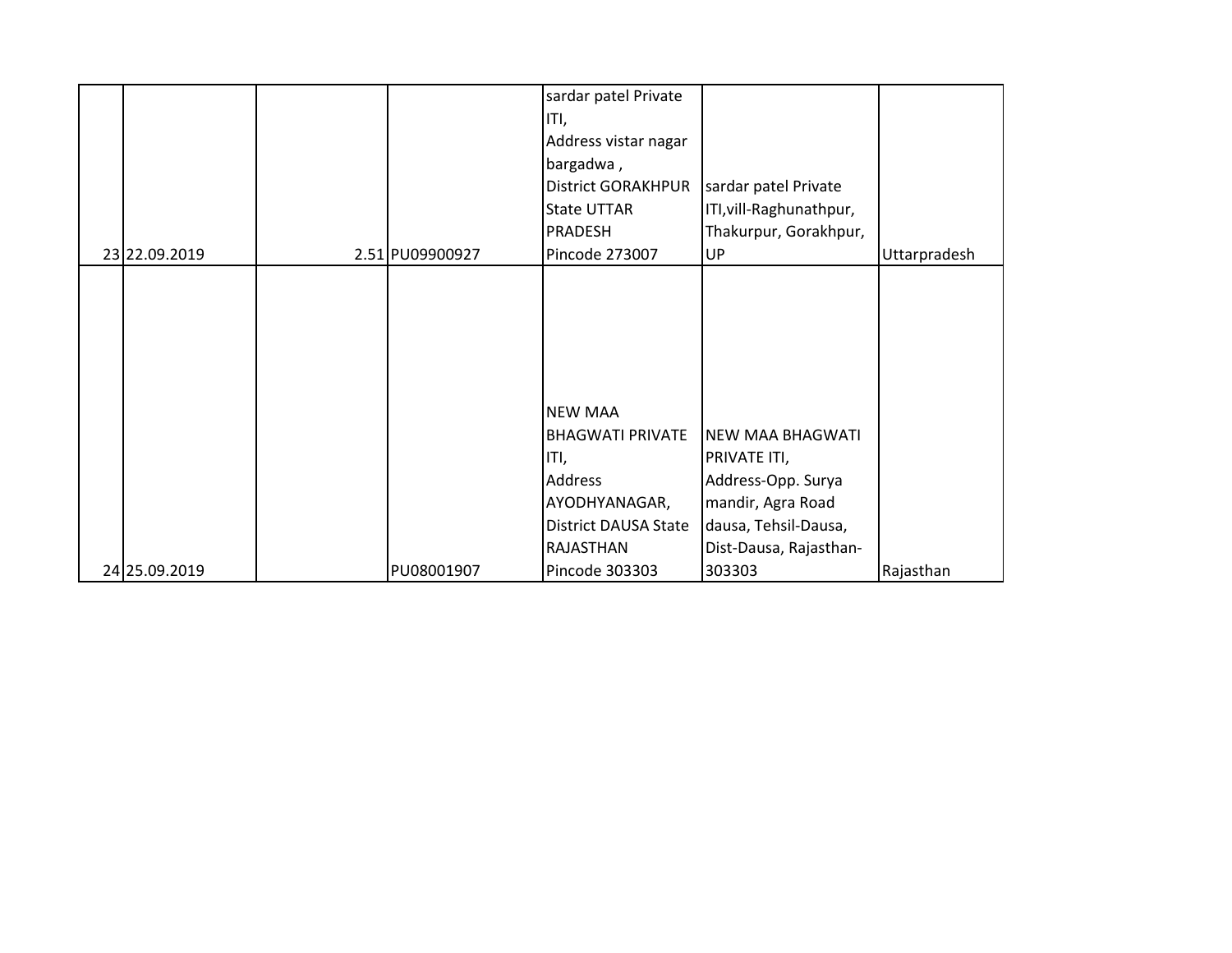| | | | | | | |
|---|---|---|---|---|---|---|
| 23 | 22.09.2019 | | 2.51 | PU09900927 | sardar patel Private ITI, Address vistar nagar bargadwa , District GORAKHPUR State UTTAR PRADESH Pincode 273007 | sardar patel Private ITI,vill-Raghunathpur, Thakurpur, Gorakhpur, UP | Uttarpradesh |
| 24 | 25.09.2019 | | | PU08001907 | NEW MAA BHAGWATI PRIVATE ITI, Address AYODHYANAGAR, District DAUSA State RAJASTHAN Pincode 303303 | NEW MAA BHAGWATI PRIVATE ITI, Address-Opp. Surya mandir, Agra Road dausa, Tehsil-Dausa, Dist-Dausa, Rajasthan-303303 | Rajasthan |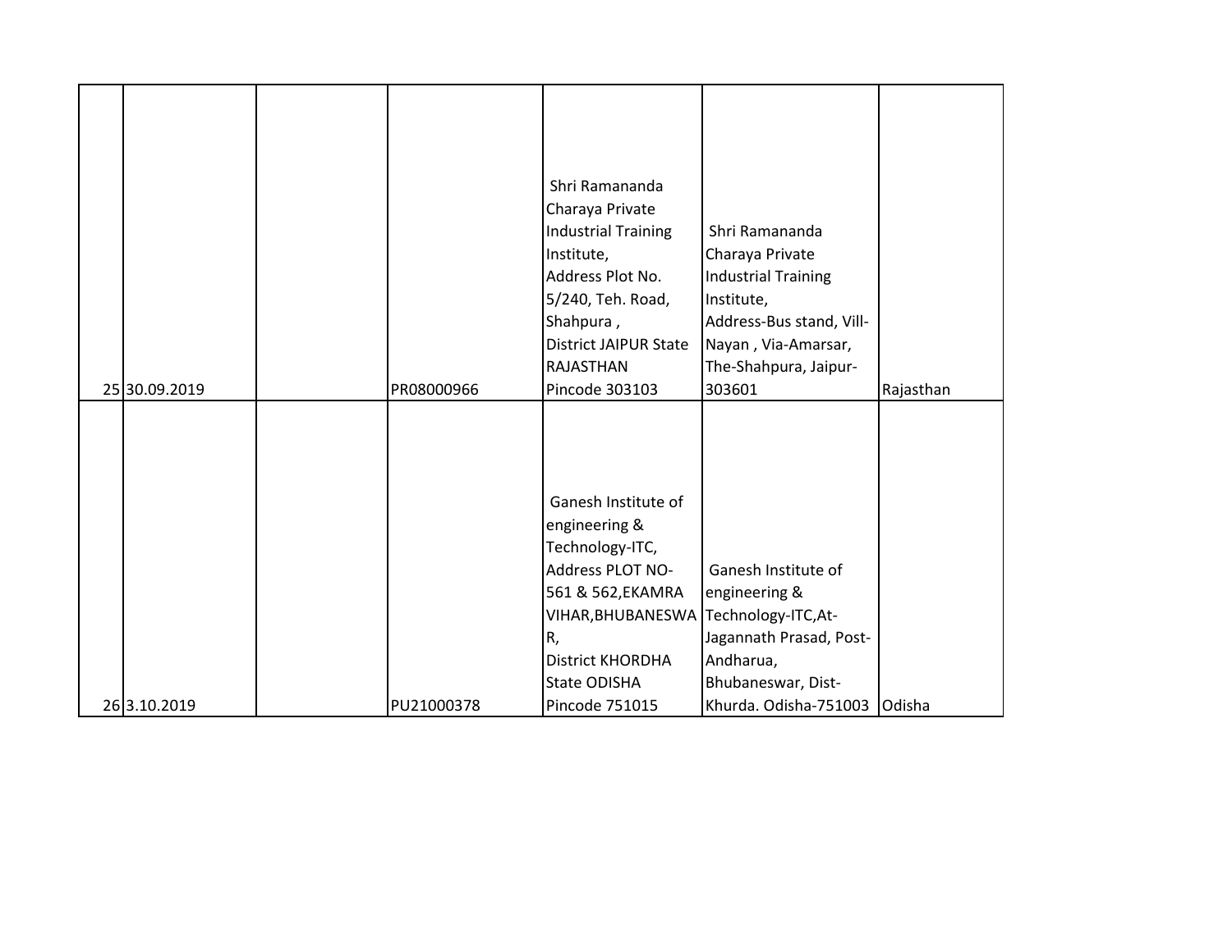| | | | | | | |
|---|---|---|---|---|---|---|
| 25 | 30.09.2019 | | PR08000966 | Shri Ramananda Charaya Private Industrial Training Institute, Address Plot No. 5/240, Teh. Road, Shahpura , District JAIPUR State RAJASTHAN Pincode 303103 | Shri Ramananda Charaya Private Industrial Training Institute, Address-Bus stand, Vill-Nayan , Via-Amarsar, The-Shahpura, Jaipur-303601 | Rajasthan |
| 26 | 3.10.2019 | | PU21000378 | Ganesh Institute of engineering & Technology-ITC, Address PLOT NO-561 & 562,EKAMRA VIHAR,BHUBANESWAR, District KHORDHA State ODISHA Pincode 751015 | Ganesh Institute of engineering & Technology-ITC,At-Jagannath Prasad, Post-Andharua, Bhubaneswar, Dist-Khurda. Odisha-751003 | Odisha |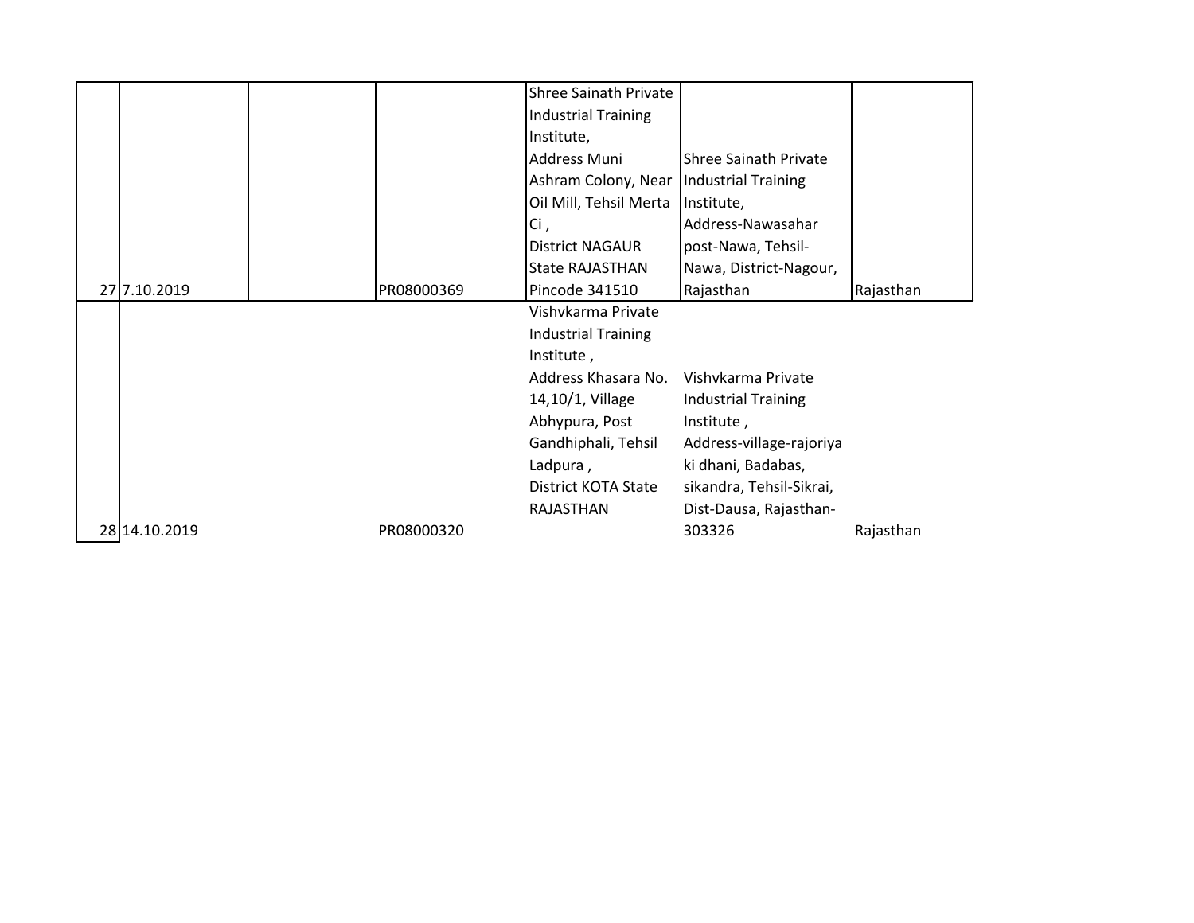| | | | | | | |
|---|---|---|---|---|---|---|
| 27 | 7.10.2019 | | PR08000369 | Shree Sainath Private Industrial Training Institute, Address Muni Ashram Colony, Near Oil Mill, Tehsil Merta Ci , District NAGAUR State RAJASTHAN Pincode 341510 | Shree Sainath Private Industrial Training Institute, Address-Nawasahar post-Nawa, Tehsil-Nawa, District-Nagour, Rajasthan | Rajasthan |
| 28 | 14.10.2019 | | PR08000320 | Vishvkarma Private Industrial Training Institute , Address Khasara No. 14,10/1, Village Abhypura, Post Gandhiphali, Tehsil Ladpura , District KOTA State RAJASTHAN | Vishvkarma Private Industrial Training Institute , Address-village-rajoriya ki dhani, Badabas, sikandra, Tehsil-Sikrai, Dist-Dausa, Rajasthan-303326 | Rajasthan |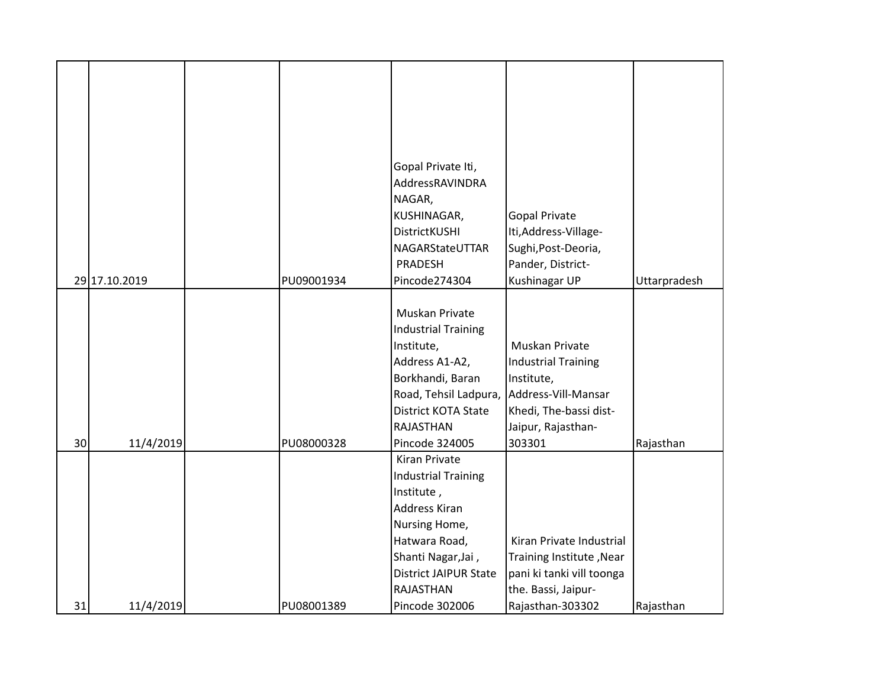| | | | | | | |
|---|---|---|---|---|---|---|
| 29 | 17.10.2019 | | PU09001934 | Gopal Private Iti, AddressRAVINDRA NAGAR, KUSHINAGAR, DistrictKUSHI NAGARStateUTTAR PRADESH Pincode274304 | Gopal Private Iti,Address-Village-Sughi,Post-Deoria, Pander, District-Kushinagar UP | Uttarpradesh |
| 30 | 11/4/2019 | | PU08000328 | Muskan Private Industrial Training Institute, Address A1-A2, Borkhandi, Baran Road, Tehsil Ladpura, District KOTA State RAJASTHAN Pincode 324005 | Muskan Private Industrial Training Institute, Address-Vill-Mansar Khedi, The-bassi dist-Jaipur, Rajasthan-303301 | Rajasthan |
| 31 | 11/4/2019 | | PU08001389 | Kiran Private Industrial Training Institute , Address Kiran Nursing Home, Hatwara Road, Shanti Nagar,Jai , District JAIPUR State RAJASTHAN Pincode 302006 | Kiran Private Industrial Training Institute ,Near pani ki tanki vill toonga the. Bassi, Jaipur-Rajasthan-303302 | Rajasthan |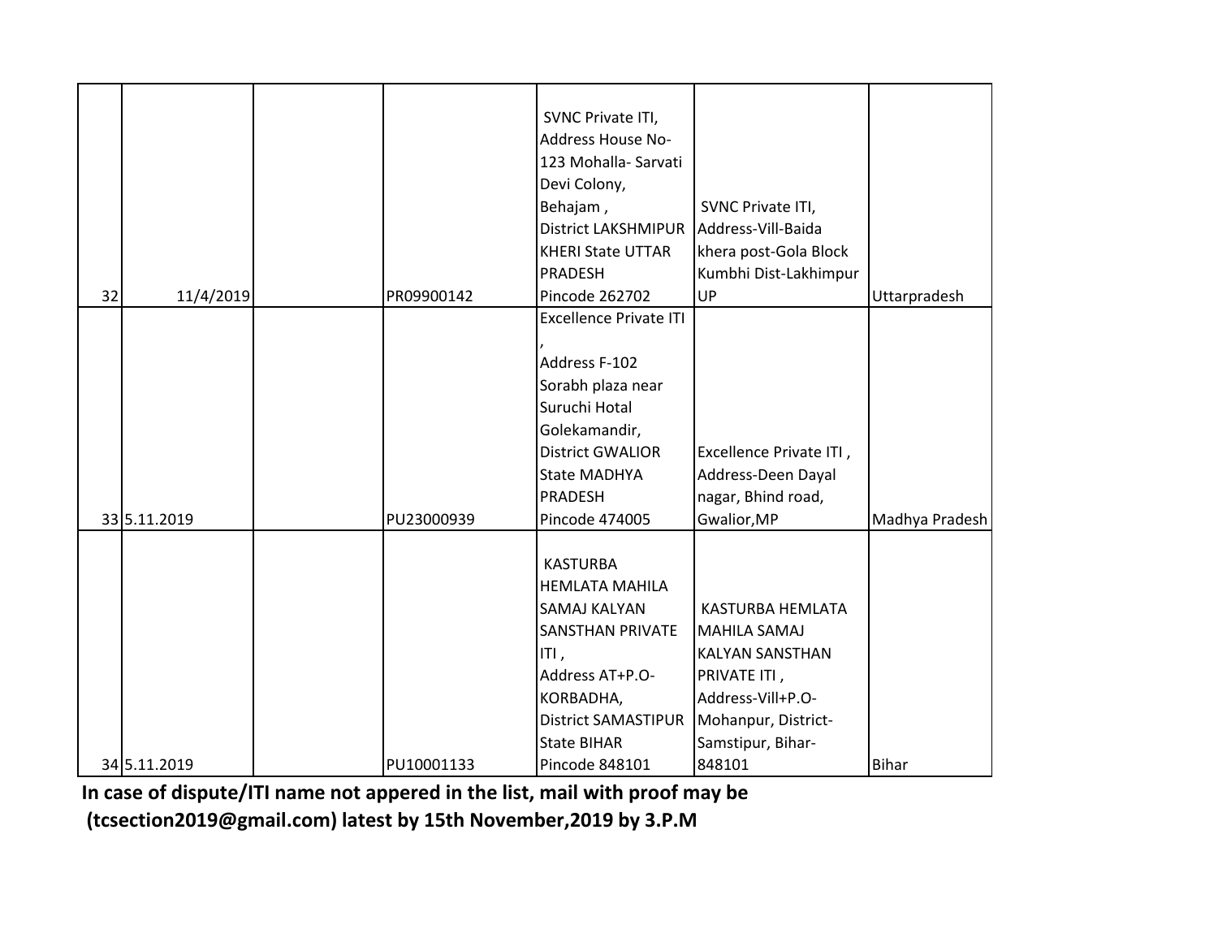| | | | | | | |
|---|---|---|---|---|---|---|
| 32 | 11/4/2019 | | PR09900142 | SVNC Private ITI, Address House No-123 Mohalla- Sarvati Devi Colony, Behajam , District LAKSHMIPUR KHERI State UTTAR PRADESH Pincode 262702 | SVNC Private ITI, Address-Vill-Baida khera post-Gola Block Kumbhi Dist-Lakhimpur UP | Uttarpradesh |
| 33 | 5.11.2019 | | PU23000939 | Excellence Private ITI , Address F-102 Sorabh plaza near Suruchi Hotal Golekamandir, District GWALIOR State MADHYA PRADESH Pincode 474005 | Excellence Private ITI , Address-Deen Dayal nagar, Bhind road, Gwalior,MP | Madhya Pradesh |
| 34 | 5.11.2019 | | PU10001133 | KASTURBA HEMLATA MAHILA SAMAJ KALYAN SANSTHAN PRIVATE ITI , Address AT+P.O-KORBADHA, District SAMASTIPUR State BIHAR Pincode 848101 | KASTURBA HEMLATA MAHILA SAMAJ KALYAN SANSTHAN PRIVATE ITI , Address-Vill+P.O-Mohanpur, District-Samstipur, Bihar-848101 | Bihar |

**In case of dispute/ITI name not appered in the list, mail with proof may be (tcsection2019@gmail.com) latest by 15th November,2019 by 3.P.M**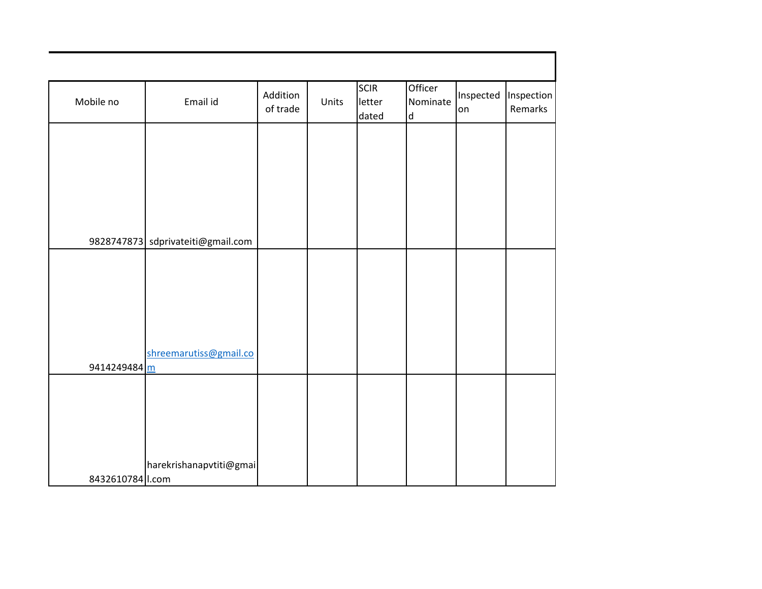| Mobile no | Email id | Addition of trade | Units | SCIR letter dated | Officer Nominated | Inspected on | Inspection Remarks |
|---|---|---|---|---|---|---|---|
| 9828747873 | sdprivateiti@gmail.com | | | | | | |
| 9414249484 | shreemarutiss@gmail.com | | | | | | |
| 8432610784 | harekrishanapvtiti@gmail.com | | | | | | |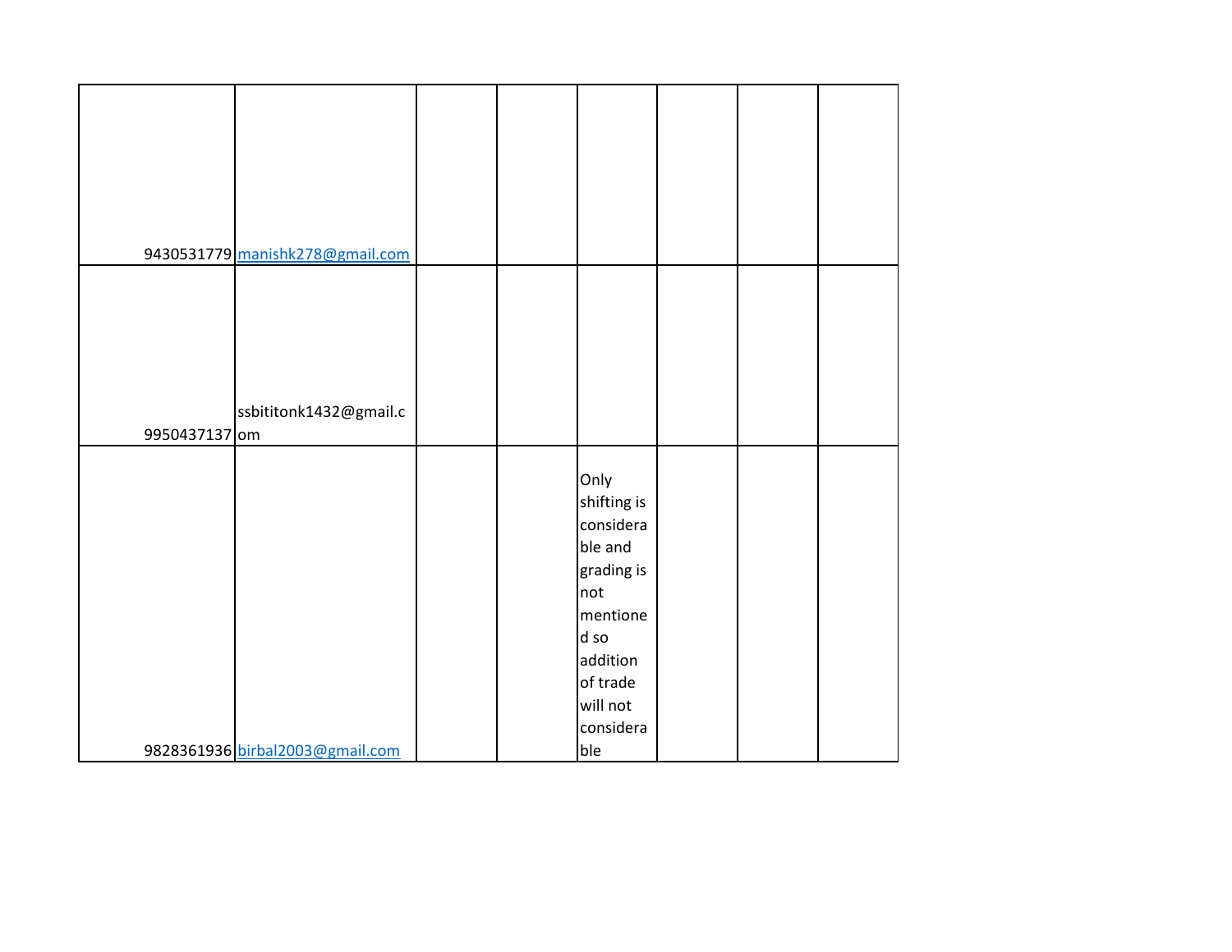| | | | | | | | |
|---|---|---|---|---|---|---|---|
| 9430531779 | manishk278@gmail.com | | | | | | |
| 9950437137 | ssbititonk1432@gmail.com | | | | | | |
| 9828361936 | birbal2003@gmail.com | | | Only shifting is considerable and grading is not mentioned so addition of trade will not considerable | | | |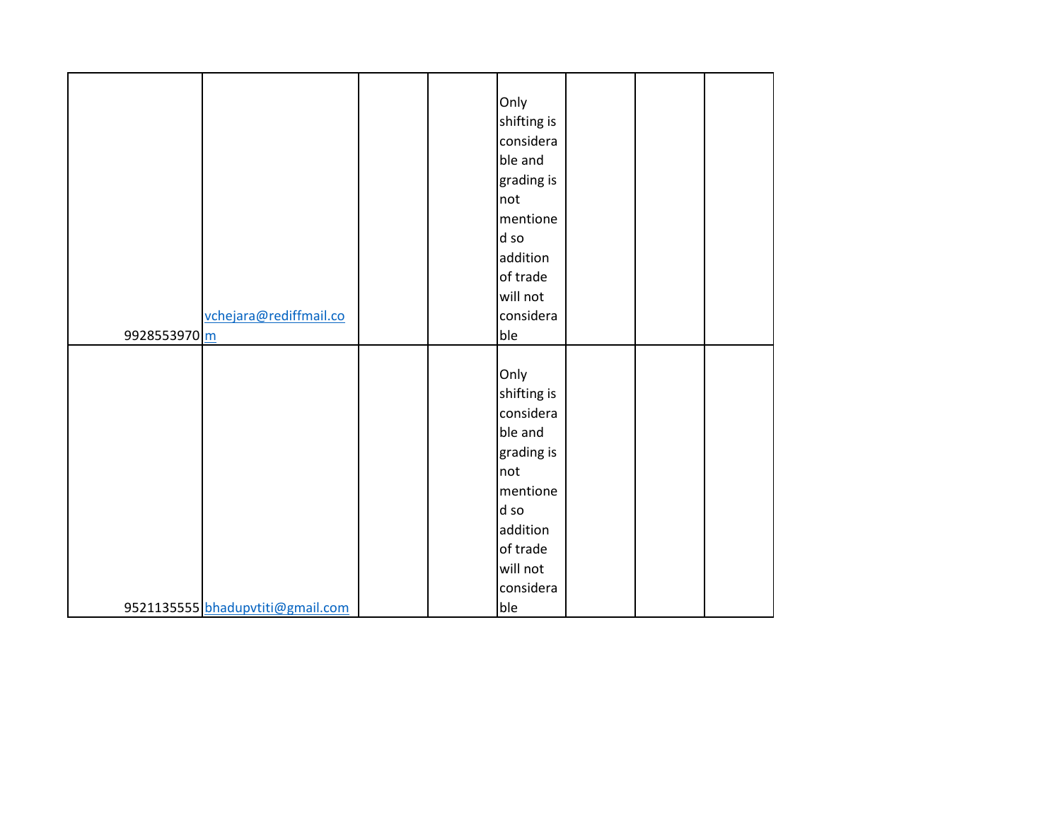|  |  |  |  |  |  |  |  |
|---|---|---|---|---|---|---|---|
| 9928553970 | vchejara@rediffmail.com |  |  | Only shifting is considerable and grading is not mentioned so addition of trade will not considerable |  |  |  |
| 9521135555 | bhadupvtiti@gmail.com |  |  | Only shifting is considerable and grading is not mentioned so addition of trade will not considerable |  |  |  |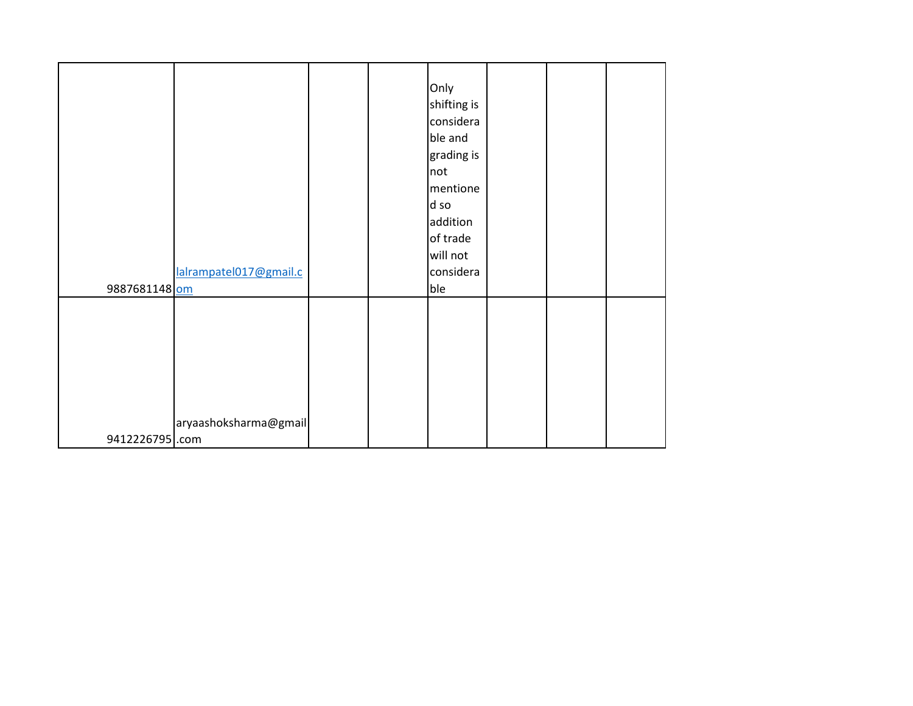| | | | | | | | |
|---|---|---|---|---|---|---|---|
| 9887681148 | lalrampatel017@gmail.com | | | Only shifting is considerable and grading is not mentioned so addition of trade will not considerable | | | |
| 9412226795 | aryaashoksharma@gmail.com | | | | | | |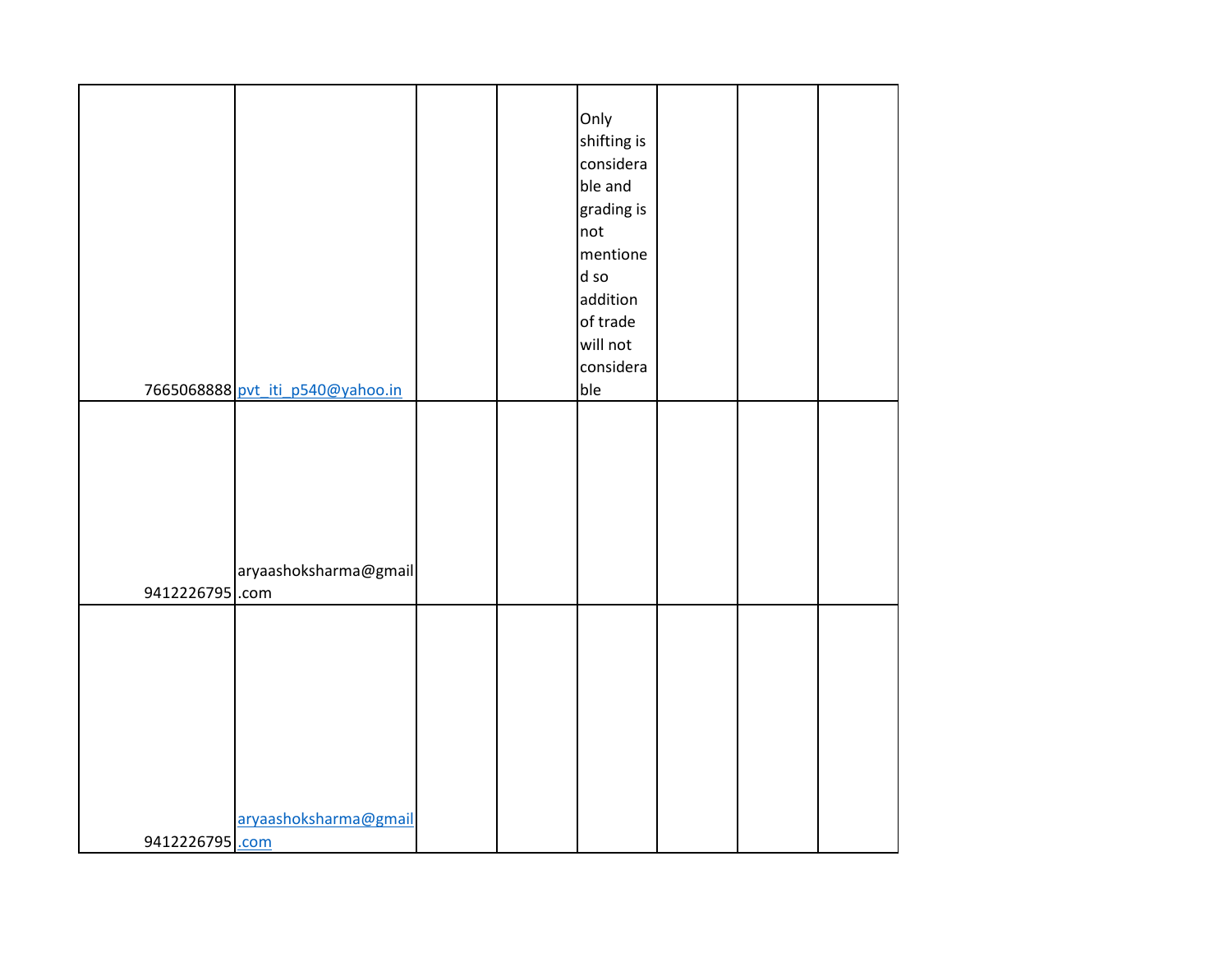| | | | | | | | |
|---|---|---|---|---|---|---|---|
| 7665068888 | pvt_iti_p540@yahoo.in | | | Only shifting is considerable and grading is not mentioned so addition of trade will not considerable | | | |
| 9412226795 | aryaashoksharma@gmail.com | | | | | | |
| 9412226795 | aryaashoksharma@gmail.com | | | | | | |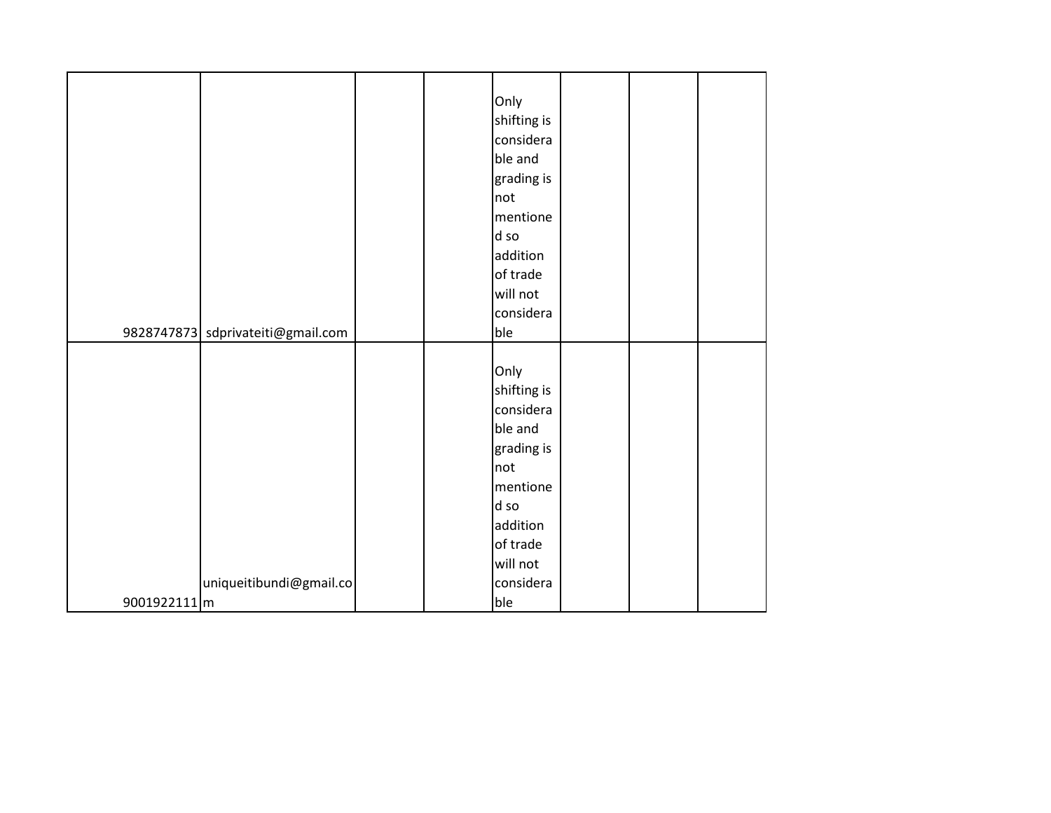| | | | | | | | | |
|---|---|---|---|---|---|---|---|---|
| 9828747873 | sdprivateiti@gmail.com | | | Only shifting is considerable and grading is not mentioned so addition of trade will not considerable | | | | |
| 9001922111 | uniqueitibundi@gmail.com | | | Only shifting is considerable and grading is not mentioned so addition of trade will not considerable | | | | |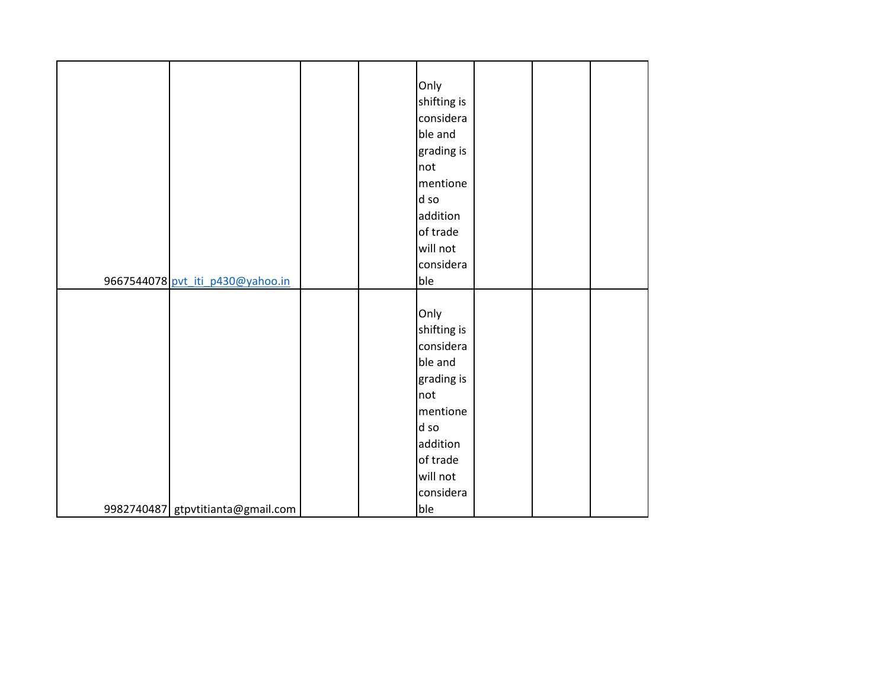| | | | | | | | |
|---|---|---|---|---|---|---|---|
| 9667544078 | pvt_iti_p430@yahoo.in | | | Only shifting is considerable and grading is not mentioned so addition of trade will not considerable | | | |
| 9982740487 | gtpvtitianta@gmail.com | | | Only shifting is considerable and grading is not mentioned so addition of trade will not considerable | | | |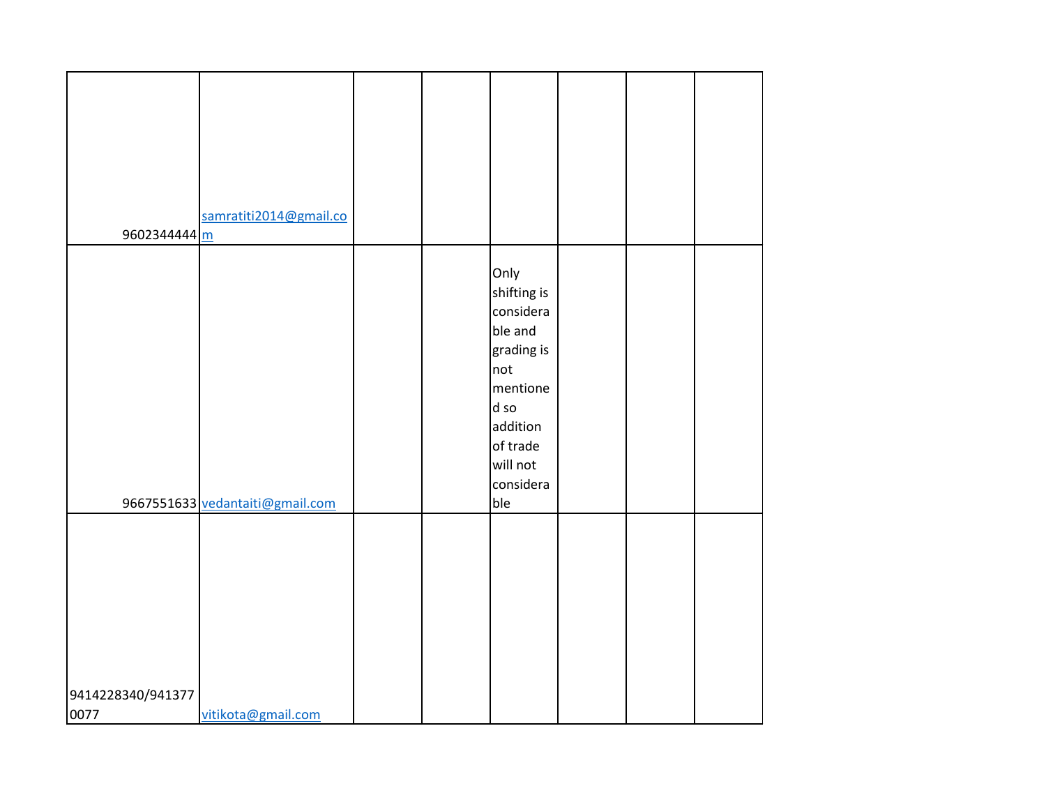| | | | | | | | |
|---|---|---|---|---|---|---|---|
| 9602344444 | samratiti2014@gmail.com | | | | | | |
| 9667551633 | vedantaiti@gmail.com | | | Only shifting is considerable and grading is not mentioned so addition of trade will not considerable | | | |
| 9414228340/9413770077 | vitikota@gmail.com | | | | | | |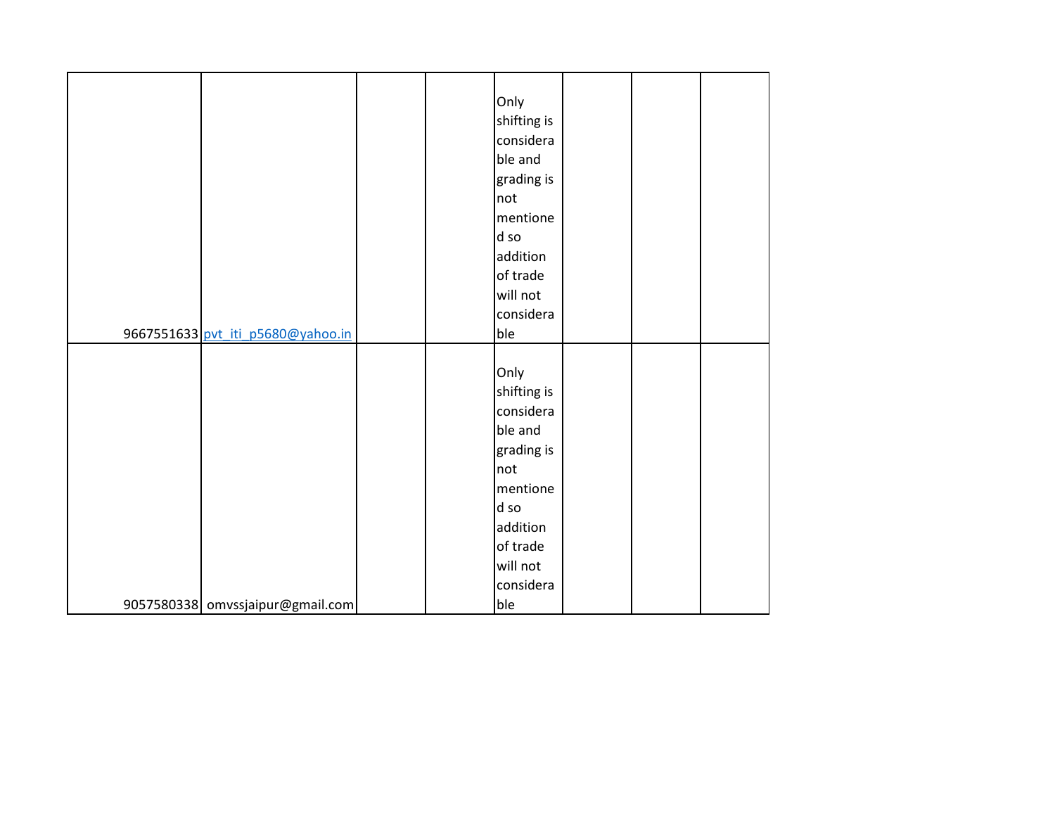|  |  |  |  |  |  |  |  |
|---|---|---|---|---|---|---|---|
| 9667551633 | pvt_iti_p5680@yahoo.in |  |  | Only shifting is considerable and grading is not mentioned so addition of trade will not considerable |  |  |  |
| 9057580338 | omvssjaipur@gmail.com |  |  | Only shifting is considerable and grading is not mentioned so addition of trade will not considerable |  |  |  |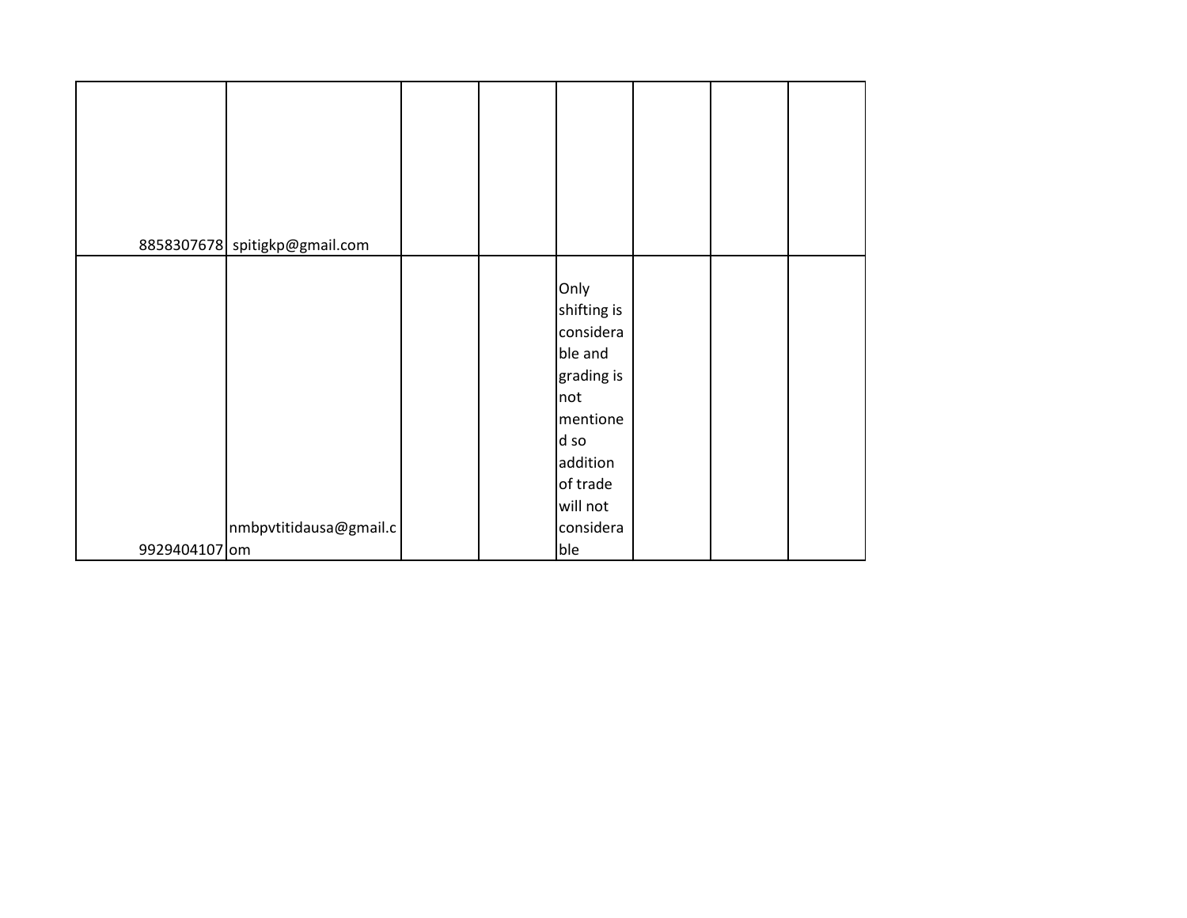| | | | | | | | |
|---|---|---|---|---|---|---|---|
| 8858307678 | spitigkp@gmail.com | | | | | | |
| 9929404107 | nmbpvtitidausa@gmail.com | | | Only shifting is considerable and grading is not mentioned so addition of trade will not considerable | | | |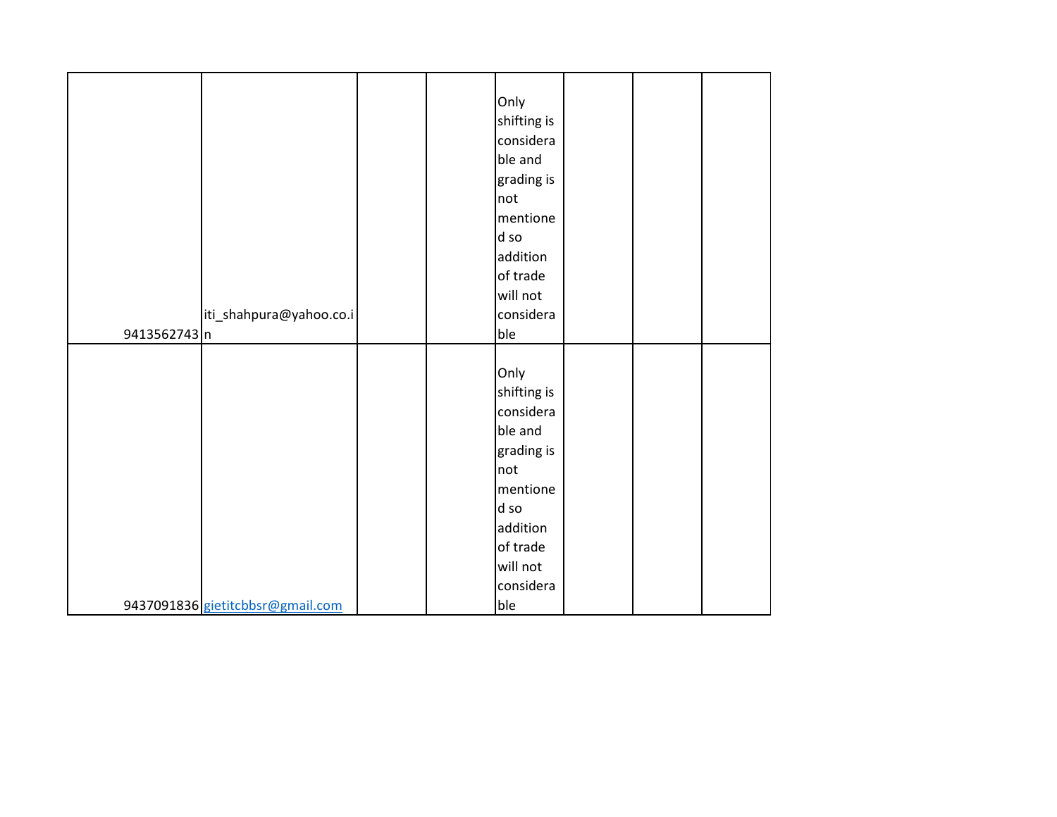|  |  |  |  |  |  |  |  |
|---|---|---|---|---|---|---|---|
| 9413562743 | iti_shahpura@yahoo.co.in |  |  | Only shifting is considerable and grading is not mentioned so addition of trade will not considerable |  |  |  |
| 9437091836 | gietitcbbsr@gmail.com |  |  | Only shifting is considerable and grading is not mentioned so addition of trade will not considerable |  |  |  |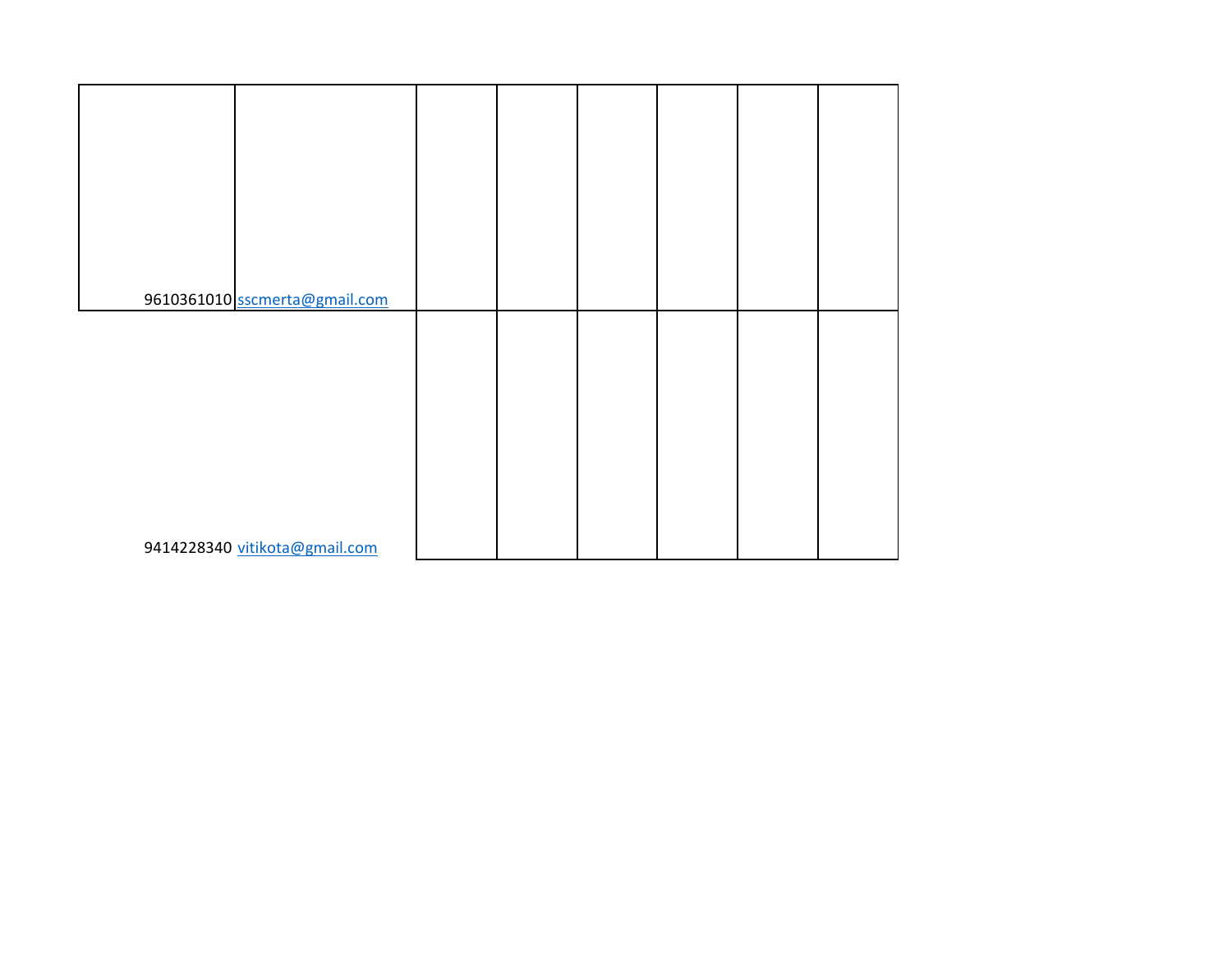| | | | | | | | |
|---|---|---|---|---|---|---|---|
| 9610361010 | sscmerta@gmail.com | | | | | | |
| 9414228340 | vitikota@gmail.com | | | | | | |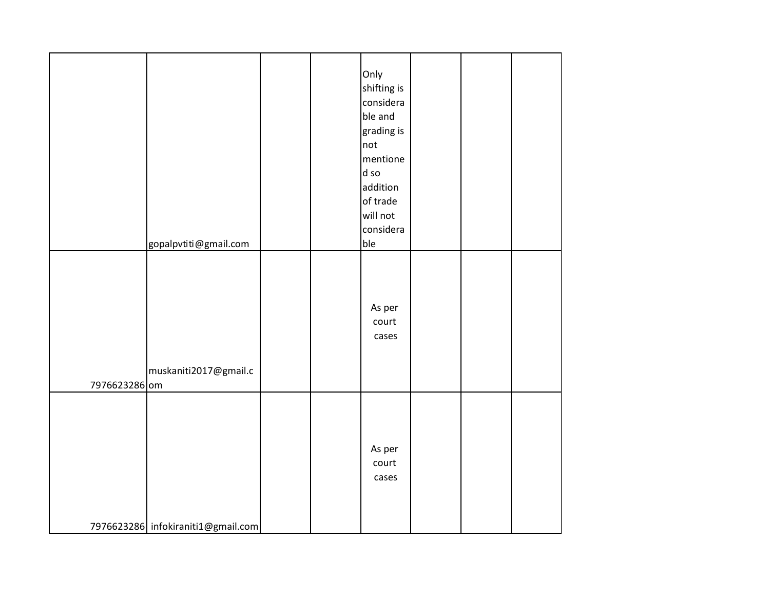| | | | | | | | |
|---|---|---|---|---|---|---|---|
| | gopalpvtiti@gmail.com | | | Only shifting is considerable and grading is not mentioned so addition of trade will not considerable | | | |
| 7976623286 | muskaniti2017@gmail.com | | | As per court cases | | | |
| 7976623286 | infokiraniti1@gmail.com | | | As per court cases | | | |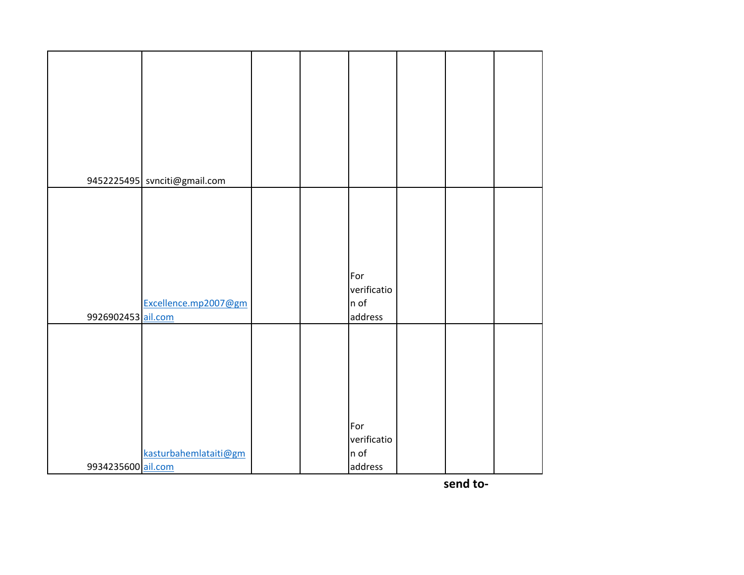| | | | | | | | |
|---|---|---|---|---|---|---|---|
| 9452225495 | svnciti@gmail.com | | | | | | |
| 9926902453 | Excellence.mp2007@gmail.com | | | For verification of address | | | |
| 9934235600 | kasturbahemlataiti@gmail.com | | | For verification of address | | | |

**send to-**